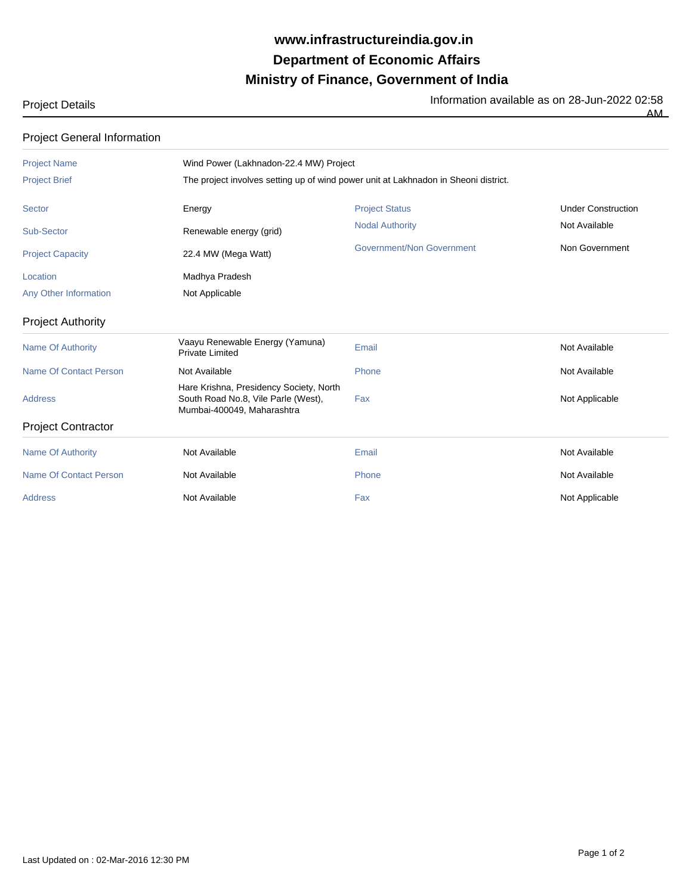# www.infrastructureindia.gov.in
# Department of Economic Affairs
# Ministry of Finance, Government of India

Project Details

Information available as on 28-Jun-2022 02:58 AM

## Project General Information

| | | | |
|---|---|---|---|
| Project Name | Wind Power (Lakhnadon-22.4 MW) Project | | |
| Project Brief | The project involves setting up of wind power unit at Lakhnadon in Sheoni district. | | |
| Sector | Energy | Project Status | Under Construction |
| Sub-Sector | Renewable energy (grid) | Nodal Authority | Not Available |
| Project Capacity | 22.4 MW (Mega Watt) | Government/Non Government | Non Government |
| Location | Madhya Pradesh | | |
| Any Other Information | Not Applicable | | |

## Project Authority

| | | | |
|---|---|---|---|
| Name Of Authority | Vaayu Renewable Energy (Yamuna) Private Limited | Email | Not Available |
| Name Of Contact Person | Not Available | Phone | Not Available |
| Address | Hare Krishna, Presidency Society, North South Road No.8, Vile Parle (West), Mumbai-400049, Maharashtra | Fax | Not Applicable |

## Project Contractor

| | | | |
|---|---|---|---|
| Name Of Authority | Not Available | Email | Not Available |
| Name Of Contact Person | Not Available | Phone | Not Available |
| Address | Not Available | Fax | Not Applicable |

Last Updated on : 02-Mar-2016 12:30 PM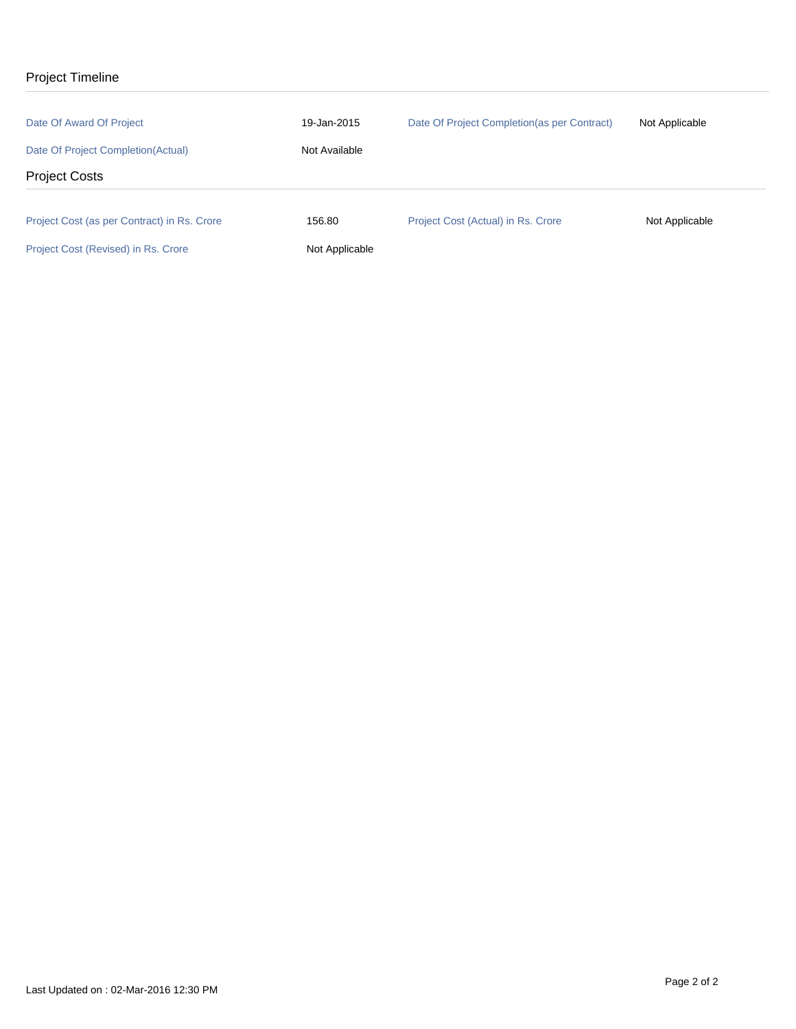## Project Timeline

| | | | |
|---|---|---|---|
| Date Of Award Of Project | 19-Jan-2015 | Date Of Project Completion(as per Contract) | Not Applicable |
| Date Of Project Completion(Actual) | Not Available | | |

## Project Costs

| | | | |
|---|---|---|---|
| Project Cost (as per Contract) in Rs. Crore | 156.80 | Project Cost (Actual) in Rs. Crore | Not Applicable |
| Project Cost (Revised) in Rs. Crore | Not Applicable | | |

Last Updated on : 02-Mar-2016 12:30 PM